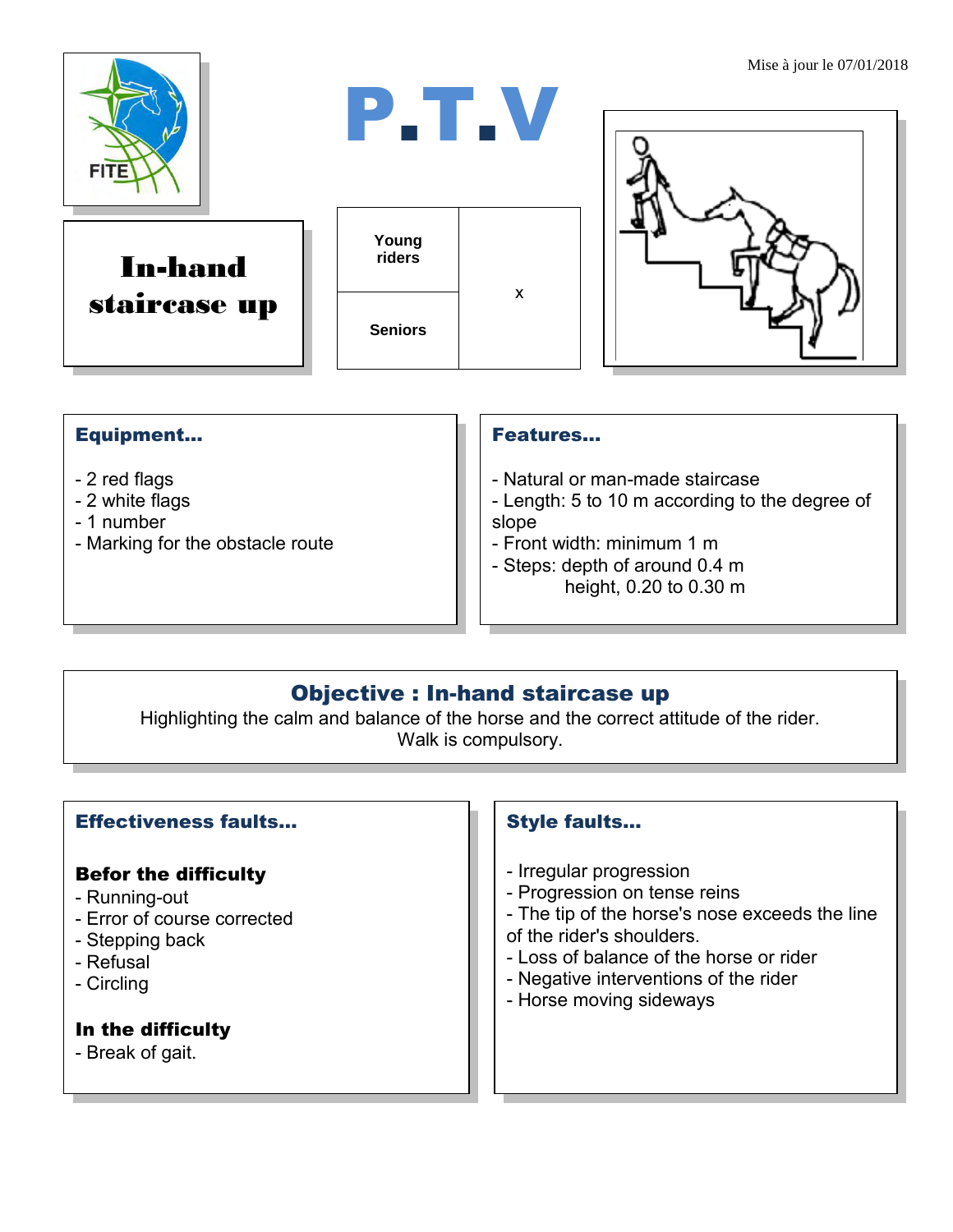Mise à jour le 07/01/2018

# P.T.V

## In-hand staircase up

| Young riders | x |
|---|---|
| Seniors | |

### Equipment...

- 2 red flags
- 2 white flags
- 1 number
- Marking for the obstacle route

### Features...

- Natural or man-made staircase
- Length: 5 to 10 m according to the degree of slope
- Front width: minimum 1 m
- Steps: depth of around 0.4 m
  height, 0.20 to 0.30 m

### Objective : In-hand staircase up

Highlighting the calm and balance of the horse and the correct attitude of the rider.
Walk is compulsory.

### Effectiveness faults...

**Befor the difficulty**

- Running-out
- Error of course corrected
- Stepping back
- Refusal
- Circling

**In the difficulty**

- Break of gait.

### Style faults...

- Irregular progression
- Progression on tense reins
- The tip of the horse's nose exceeds the line of the rider's shoulders.
- Loss of balance of the horse or rider
- Negative interventions of the rider
- Horse moving sideways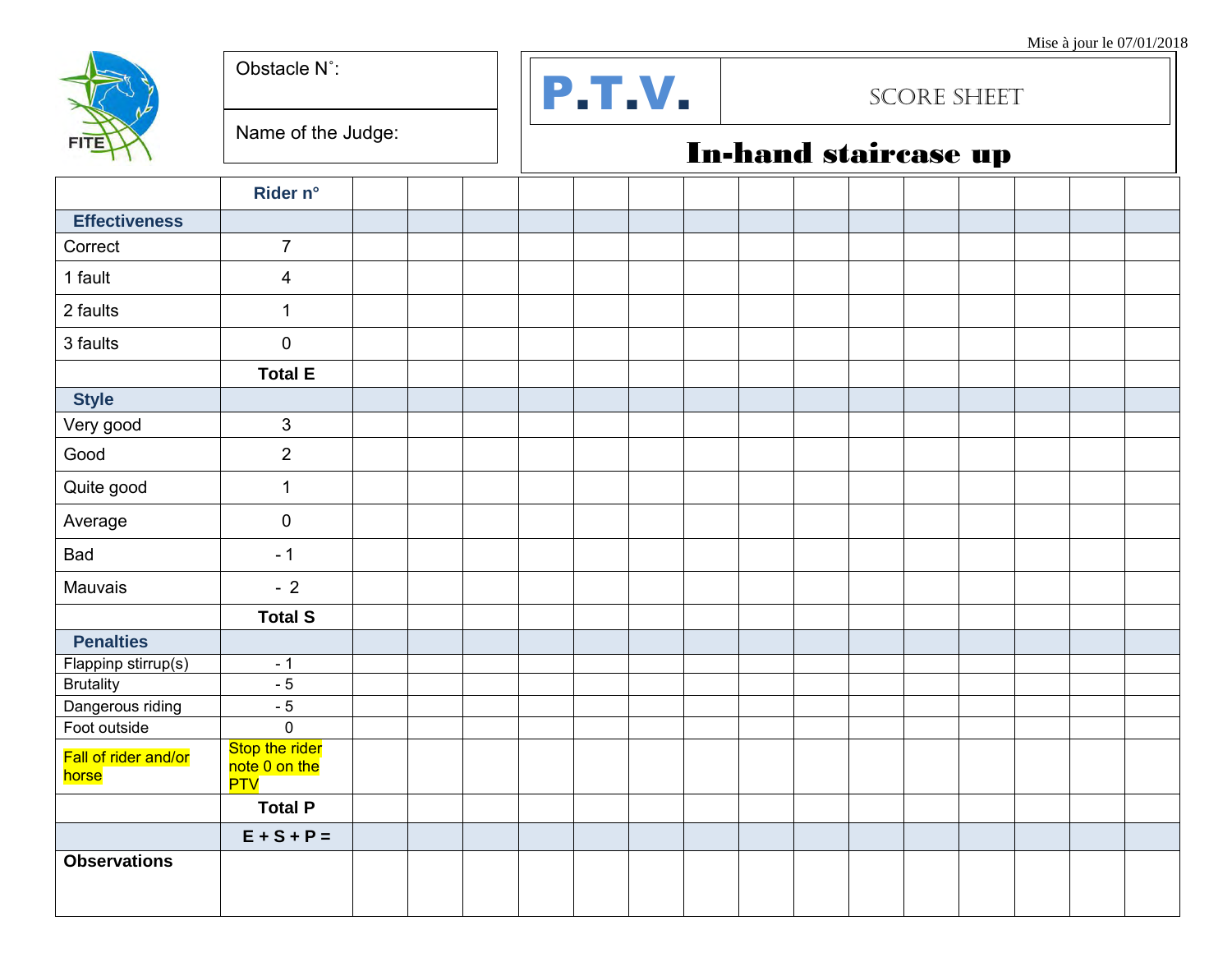Mise à jour le 07/01/2018

FITE

| Obstacle N˚: |
|---|
| Name of the Judge: |

# P.T.V.

SCORE SHEET

## In-hand staircase up

| | Rider n° | | | | | | | | | | | | | | | |
|---|---|---|---|---|---|---|---|---|---|---|---|---|---|---|---|---|
| **Effectiveness** | | | | | | | | | | | | | | | | |
| Correct | 7 | | | | | | | | | | | | | | | |
| 1 fault | 4 | | | | | | | | | | | | | | | |
| 2 faults | 1 | | | | | | | | | | | | | | | |
| 3 faults | 0 | | | | | | | | | | | | | | | |
| | **Total E** | | | | | | | | | | | | | | | |
| **Style** | | | | | | | | | | | | | | | | |
| Very good | 3 | | | | | | | | | | | | | | | |
| Good | 2 | | | | | | | | | | | | | | | |
| Quite good | 1 | | | | | | | | | | | | | | | |
| Average | 0 | | | | | | | | | | | | | | | |
| Bad | - 1 | | | | | | | | | | | | | | | |
| Mauvais | - 2 | | | | | | | | | | | | | | | |
| | **Total S** | | | | | | | | | | | | | | | |
| **Penalties** | | | | | | | | | | | | | | | | |
| Flappinp stirrup(s) | - 1 | | | | | | | | | | | | | | | |
| Brutality | - 5 | | | | | | | | | | | | | | | |
| Dangerous riding | - 5 | | | | | | | | | | | | | | | |
| Foot outside | 0 | | | | | | | | | | | | | | | |
| Fall of rider and/or horse | Stop the rider note 0 on the PTV | | | | | | | | | | | | | | | |
| | **Total P** | | | | | | | | | | | | | | | |
| | **E + S + P =** | | | | | | | | | | | | | | | |
| **Observations** | | | | | | | | | | | | | | | | |